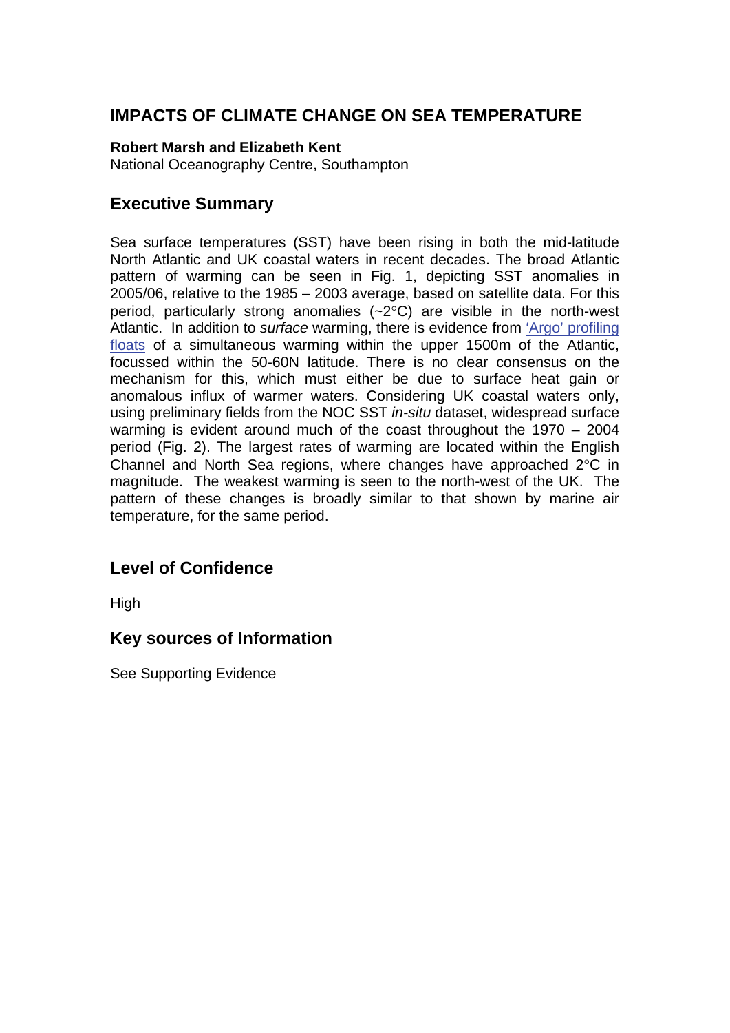# IMPACTS OF CLIMATE CHANGE ON SEA TEMPERATURE

**Robert Marsh and Elizabeth Kent**
National Oceanography Centre, Southampton

## Executive Summary

Sea surface temperatures (SST) have been rising in both the mid-latitude North Atlantic and UK coastal waters in recent decades. The broad Atlantic pattern of warming can be seen in Fig. 1, depicting SST anomalies in 2005/06, relative to the 1985 – 2003 average, based on satellite data. For this period, particularly strong anomalies (~2°C) are visible in the north-west Atlantic. In addition to *surface* warming, there is evidence from 'Argo' profiling floats of a simultaneous warming within the upper 1500m of the Atlantic, focussed within the 50-60N latitude. There is no clear consensus on the mechanism for this, which must either be due to surface heat gain or anomalous influx of warmer waters. Considering UK coastal waters only, using preliminary fields from the NOC SST *in-situ* dataset, widespread surface warming is evident around much of the coast throughout the 1970 – 2004 period (Fig. 2). The largest rates of warming are located within the English Channel and North Sea regions, where changes have approached 2°C in magnitude. The weakest warming is seen to the north-west of the UK. The pattern of these changes is broadly similar to that shown by marine air temperature, for the same period.

## Level of Confidence

High

## Key sources of Information

See Supporting Evidence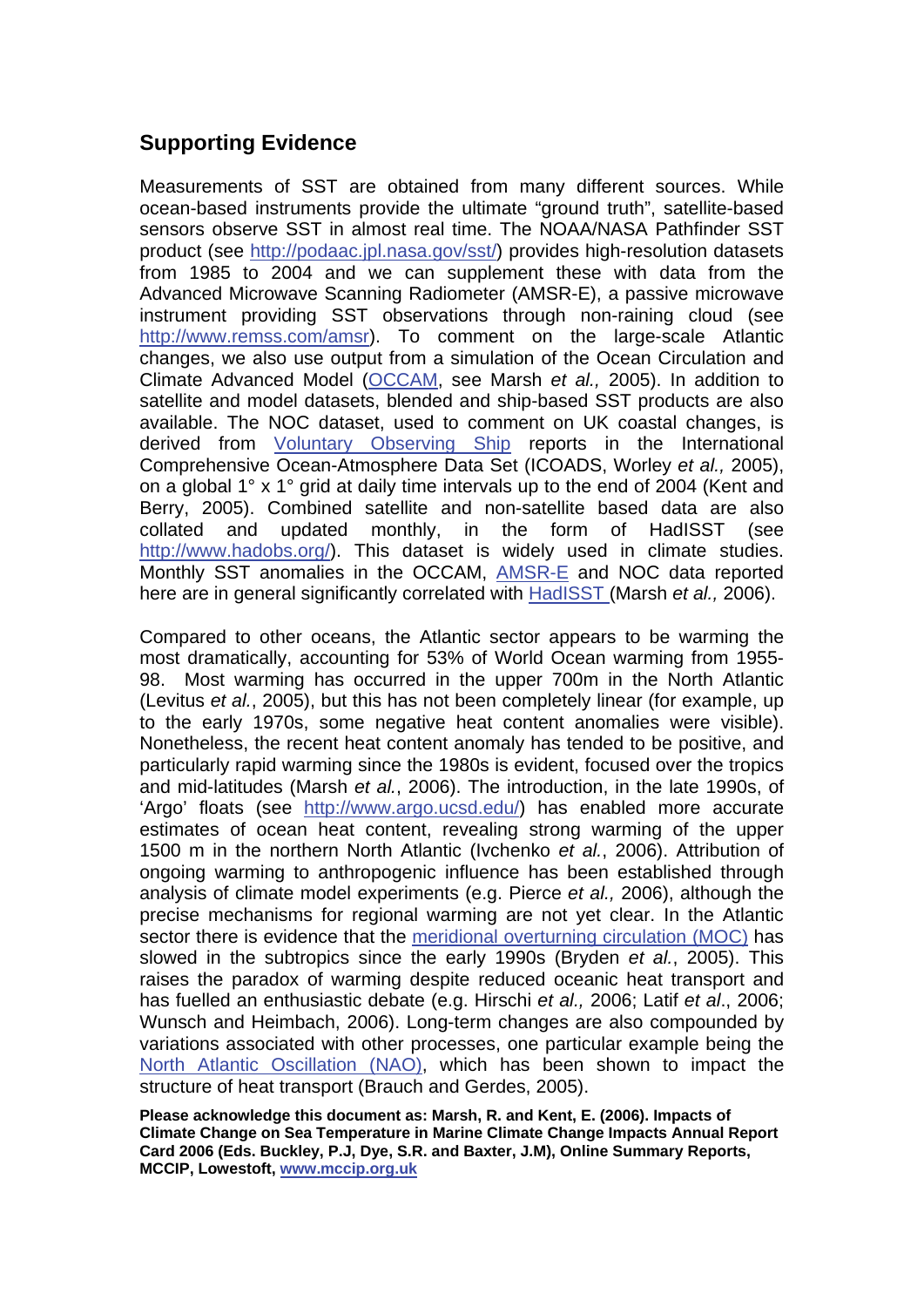## Supporting Evidence

Measurements of SST are obtained from many different sources. While ocean-based instruments provide the ultimate "ground truth", satellite-based sensors observe SST in almost real time. The NOAA/NASA Pathfinder SST product (see http://podaac.jpl.nasa.gov/sst/) provides high-resolution datasets from 1985 to 2004 and we can supplement these with data from the Advanced Microwave Scanning Radiometer (AMSR-E), a passive microwave instrument providing SST observations through non-raining cloud (see http://www.remss.com/amsr). To comment on the large-scale Atlantic changes, we also use output from a simulation of the Ocean Circulation and Climate Advanced Model (OCCAM, see Marsh *et al.,* 2005). In addition to satellite and model datasets, blended and ship-based SST products are also available. The NOC dataset, used to comment on UK coastal changes, is derived from Voluntary Observing Ship reports in the International Comprehensive Ocean-Atmosphere Data Set (ICOADS, Worley *et al.,* 2005), on a global 1° x 1° grid at daily time intervals up to the end of 2004 (Kent and Berry, 2005). Combined satellite and non-satellite based data are also collated and updated monthly, in the form of HadISST (see http://www.hadobs.org/). This dataset is widely used in climate studies. Monthly SST anomalies in the OCCAM, AMSR-E and NOC data reported here are in general significantly correlated with HadISST (Marsh *et al.,* 2006).

Compared to other oceans, the Atlantic sector appears to be warming the most dramatically, accounting for 53% of World Ocean warming from 1955-98. Most warming has occurred in the upper 700m in the North Atlantic (Levitus *et al.*, 2005), but this has not been completely linear (for example, up to the early 1970s, some negative heat content anomalies were visible). Nonetheless, the recent heat content anomaly has tended to be positive, and particularly rapid warming since the 1980s is evident, focused over the tropics and mid-latitudes (Marsh *et al.*, 2006). The introduction, in the late 1990s, of 'Argo' floats (see http://www.argo.ucsd.edu/) has enabled more accurate estimates of ocean heat content, revealing strong warming of the upper 1500 m in the northern North Atlantic (Ivchenko *et al.*, 2006). Attribution of ongoing warming to anthropogenic influence has been established through analysis of climate model experiments (e.g. Pierce *et al.,* 2006), although the precise mechanisms for regional warming are not yet clear. In the Atlantic sector there is evidence that the meridional overturning circulation (MOC) has slowed in the subtropics since the early 1990s (Bryden *et al.*, 2005). This raises the paradox of warming despite reduced oceanic heat transport and has fuelled an enthusiastic debate (e.g. Hirschi *et al.,* 2006; Latif *et al*., 2006; Wunsch and Heimbach, 2006). Long-term changes are also compounded by variations associated with other processes, one particular example being the North Atlantic Oscillation (NAO), which has been shown to impact the structure of heat transport (Brauch and Gerdes, 2005).

**Please acknowledge this document as: Marsh, R. and Kent, E. (2006). Impacts of Climate Change on Sea Temperature in Marine Climate Change Impacts Annual Report Card 2006 (Eds. Buckley, P.J, Dye, S.R. and Baxter, J.M), Online Summary Reports, MCCIP, Lowestoft, www.mccip.org.uk**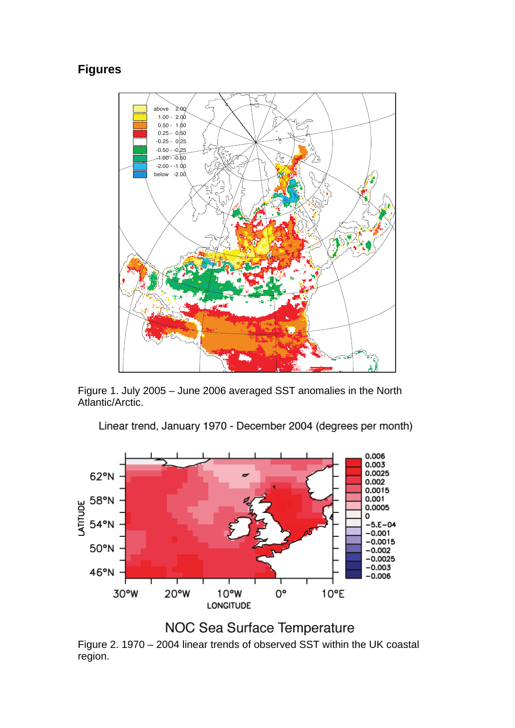## Figures

Figure 1. July 2005 – June 2006 averaged SST anomalies in the North Atlantic/Arctic.

Figure 2. 1970 – 2004 linear trends of observed SST within the UK coastal region.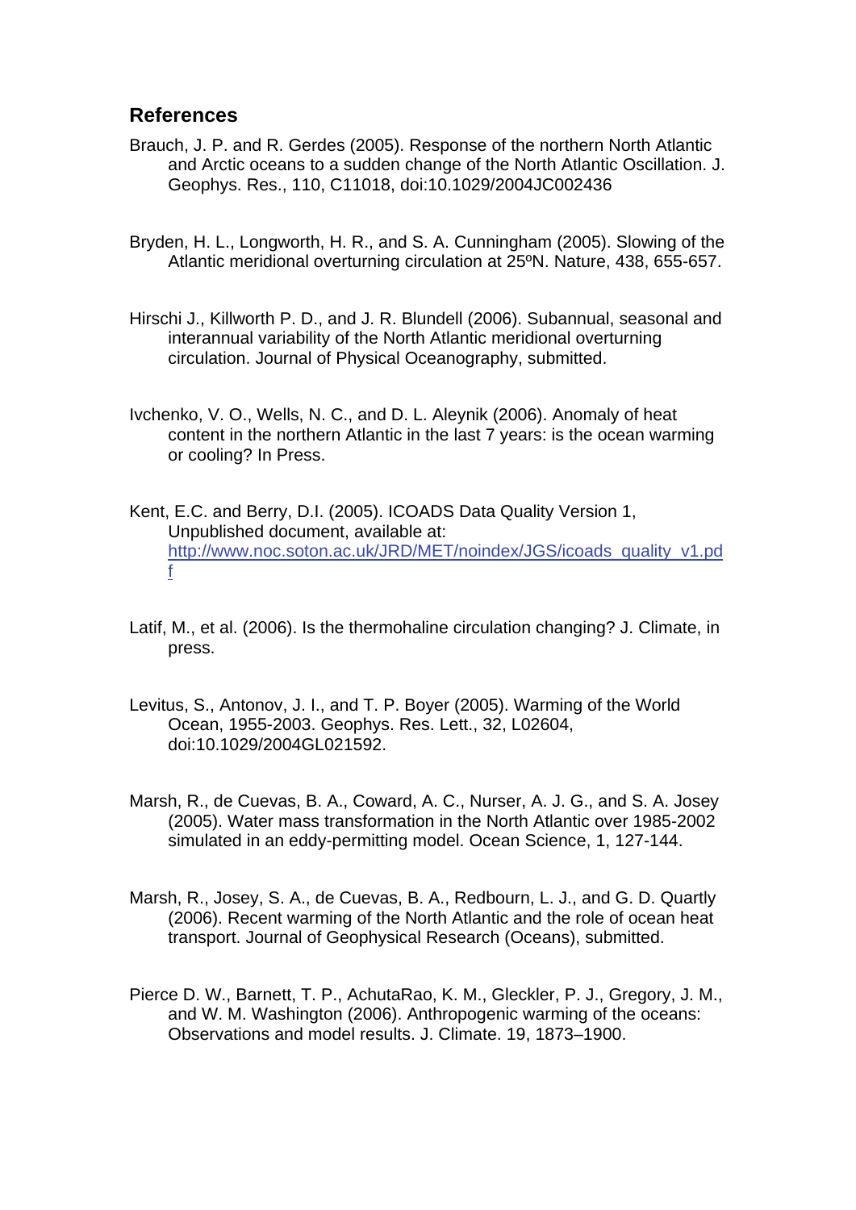## References

Brauch, J. P. and R. Gerdes (2005). Response of the northern North Atlantic and Arctic oceans to a sudden change of the North Atlantic Oscillation. J. Geophys. Res., 110, C11018, doi:10.1029/2004JC002436

Bryden, H. L., Longworth, H. R., and S. A. Cunningham (2005). Slowing of the Atlantic meridional overturning circulation at 25ºN. Nature, 438, 655-657.

Hirschi J., Killworth P. D., and J. R. Blundell (2006). Subannual, seasonal and interannual variability of the North Atlantic meridional overturning circulation. Journal of Physical Oceanography, submitted.

Ivchenko, V. O., Wells, N. C., and D. L. Aleynik (2006). Anomaly of heat content in the northern Atlantic in the last 7 years: is the ocean warming or cooling? In Press.

Kent, E.C. and Berry, D.I. (2005). ICOADS Data Quality Version 1, Unpublished document, available at: http://www.noc.soton.ac.uk/JRD/MET/noindex/JGS/icoads_quality_v1.pdf

Latif, M., et al. (2006). Is the thermohaline circulation changing? J. Climate, in press.

Levitus, S., Antonov, J. I., and T. P. Boyer (2005). Warming of the World Ocean, 1955-2003. Geophys. Res. Lett., 32, L02604, doi:10.1029/2004GL021592.

Marsh, R., de Cuevas, B. A., Coward, A. C., Nurser, A. J. G., and S. A. Josey (2005). Water mass transformation in the North Atlantic over 1985-2002 simulated in an eddy-permitting model. Ocean Science, 1, 127-144.

Marsh, R., Josey, S. A., de Cuevas, B. A., Redbourn, L. J., and G. D. Quartly (2006). Recent warming of the North Atlantic and the role of ocean heat transport. Journal of Geophysical Research (Oceans), submitted.

Pierce D. W., Barnett, T. P., AchutaRao, K. M., Gleckler, P. J., Gregory, J. M., and W. M. Washington (2006). Anthropogenic warming of the oceans: Observations and model results. J. Climate. 19, 1873–1900.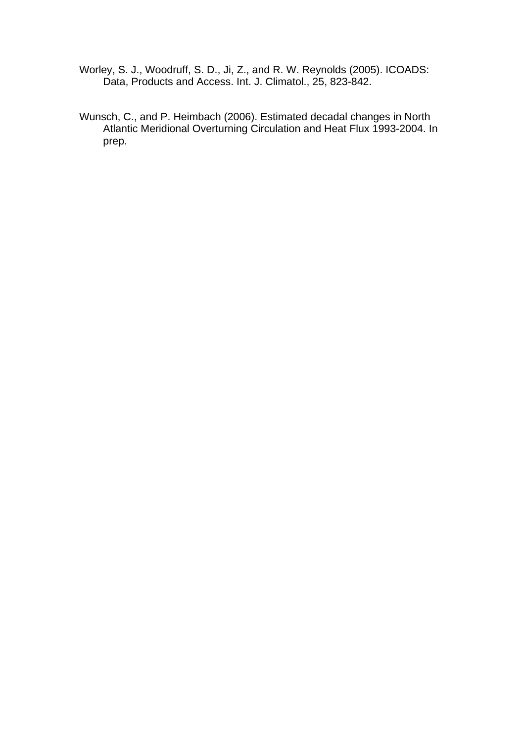Worley, S. J., Woodruff, S. D., Ji, Z., and R. W. Reynolds (2005). ICOADS: Data, Products and Access. Int. J. Climatol., 25, 823-842.

Wunsch, C., and P. Heimbach (2006). Estimated decadal changes in North Atlantic Meridional Overturning Circulation and Heat Flux 1993-2004. In prep.